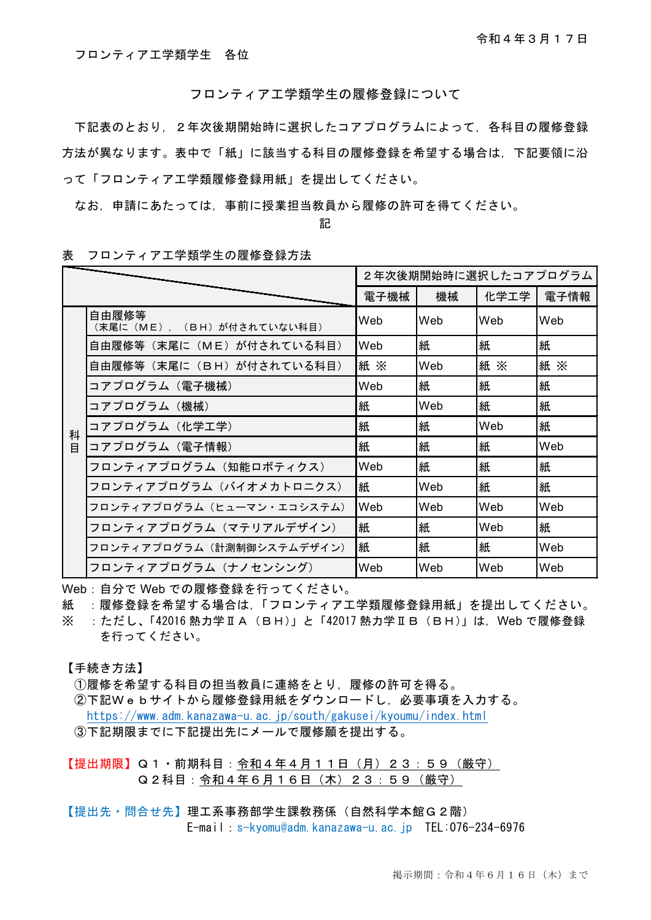令和４年３月１７日

フロンティア工学類学生　各位

## フロンティア工学類学生の履修登録について

下記表のとおり，２年次後期開始時に選択したコアプログラムによって，各科目の履修登録方法が異なります。表中で「紙」に該当する科目の履修登録を希望する場合は，下記要領に沿って「フロンティア工学類履修登録用紙」を提出してください。

なお，申請にあたっては，事前に授業担当教員から履修の許可を得てください。

記

表　フロンティア工学類学生の履修登録方法

| | | ２年次後期開始時に選択したコアプログラム | | | |
|---|---|---|---|---|---|
| | | 電子機械 | 機械 | 化学工学 | 電子情報 |
| 科目 | 自由履修等（末尾に（ＭＥ），（ＢＨ）が付されていない科目） | Web | Web | Web | Web |
| | 自由履修等（末尾に（ＭＥ）が付されている科目） | Web | 紙 | 紙 | 紙 |
| | 自由履修等（末尾に（ＢＨ）が付されている科目） | 紙 ※ | Web | 紙 ※ | 紙 ※ |
| | コアプログラム（電子機械） | Web | 紙 | 紙 | 紙 |
| | コアプログラム（機械） | 紙 | Web | 紙 | 紙 |
| | コアプログラム（化学工学） | 紙 | 紙 | Web | 紙 |
| | コアプログラム（電子情報） | 紙 | 紙 | 紙 | Web |
| | フロンティアプログラム（知能ロボティクス） | Web | 紙 | 紙 | 紙 |
| | フロンティアプログラム（バイオメカトロニクス） | 紙 | Web | 紙 | 紙 |
| | フロンティアプログラム（ヒューマン・エコシステム） | Web | Web | Web | Web |
| | フロンティアプログラム（マテリアルデザイン） | 紙 | 紙 | Web | 紙 |
| | フロンティアプログラム（計測制御システムデザイン） | 紙 | 紙 | 紙 | Web |
| | フロンティアプログラム（ナノセンシング） | Web | Web | Web | Web |

Web：自分で Web での履修登録を行ってください。
紙　：履修登録を希望する場合は，「フロンティア工学類履修登録用紙」を提出してください。
※　：ただし、「42016 熱力学ⅡＡ（ＢＨ）」と「42017 熱力学ⅡＢ（ＢＨ）」は，Web で履修登録を行ってください。

【手続き方法】
①履修を希望する科目の担当教員に連絡をとり，履修の許可を得る。
②下記Ｗｅｂサイトから履修登録用紙をダウンロードし，必要事項を入力する。
https://www.adm.kanazawa-u.ac.jp/south/gakusei/kyoumu/index.html
③下記期限までに下記提出先にメールで履修願を提出する。

【提出期限】Ｑ１・前期科目：令和４年４月１１日（月）２３：５９（厳守）
Ｑ２科目：令和４年６月１６日（木）２３：５９（厳守）

【提出先・問合せ先】理工系事務部学生課教務係（自然科学本館Ｇ２階）
E-mail：s-kyomu@adm.kanazawa-u.ac.jp　TEL:076-234-6976

掲示期間：令和４年６月１６日（木）まで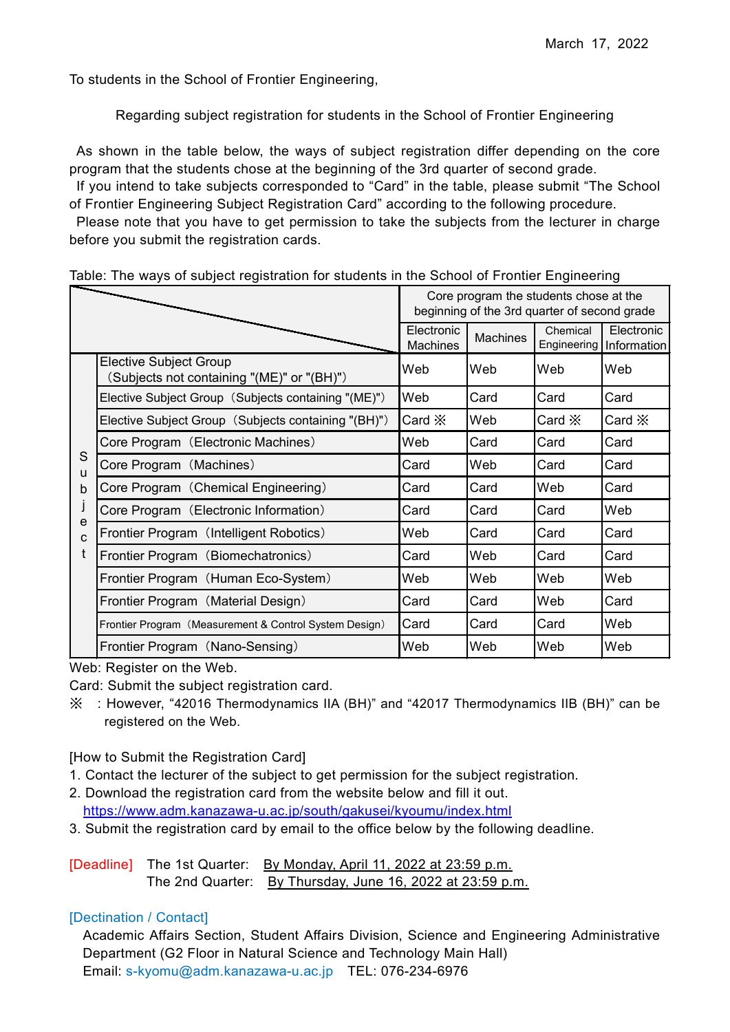March 17, 2022

To students in the School of Frontier Engineering,

Regarding subject registration for students in the School of Frontier Engineering

As shown in the table below, the ways of subject registration differ depending on the core program that the students chose at the beginning of the 3rd quarter of second grade.

If you intend to take subjects corresponded to "Card" in the table, please submit "The School of Frontier Engineering Subject Registration Card" according to the following procedure.

Please note that you have to get permission to take the subjects from the lecturer in charge before you submit the registration cards.

Table: The ways of subject registration for students in the School of Frontier Engineering

| | | Core program the students chose at the beginning of the 3rd quarter of second grade | | | |
|---|---|---|---|---|---|
| | | Electronic Machines | Machines | Chemical Engineering | Electronic Information |
| Subject | Elective Subject Group (Subjects not containing "(ME)" or "(BH)") | Web | Web | Web | Web |
| | Elective Subject Group（Subjects containing "(ME)") | Web | Card | Card | Card |
| | Elective Subject Group（Subjects containing "(BH)") | Card ※ | Web | Card ※ | Card ※ |
| | Core Program（Electronic Machines） | Web | Card | Card | Card |
| | Core Program（Machines） | Card | Web | Card | Card |
| | Core Program（Chemical Engineering） | Card | Card | Web | Card |
| | Core Program（Electronic Information） | Card | Card | Card | Web |
| | Frontier Program（Intelligent Robotics） | Web | Card | Card | Card |
| | Frontier Program（Biomechatronics） | Card | Web | Card | Card |
| | Frontier Program（Human Eco-System） | Web | Web | Web | Web |
| | Frontier Program（Material Design） | Card | Card | Web | Card |
| | Frontier Program（Measurement & Control System Design） | Card | Card | Card | Web |
| | Frontier Program（Nano-Sensing） | Web | Web | Web | Web |

Web: Register on the Web.

Card: Submit the subject registration card.

※ : However, "42016 Thermodynamics IIA (BH)" and "42017 Thermodynamics IIB (BH)" can be registered on the Web.

[How to Submit the Registration Card]

1. Contact the lecturer of the subject to get permission for the subject registration.
2. Download the registration card from the website below and fill it out.
   https://www.adm.kanazawa-u.ac.jp/south/gakusei/kyoumu/index.html
3. Submit the registration card by email to the office below by the following deadline.

[Deadline] The 1st Quarter: By Monday, April 11, 2022 at 23:59 p.m.
The 2nd Quarter: By Thursday, June 16, 2022 at 23:59 p.m.

[Dectination / Contact]

Academic Affairs Section, Student Affairs Division, Science and Engineering Administrative Department (G2 Floor in Natural Science and Technology Main Hall)
Email: s-kyomu@adm.kanazawa-u.ac.jp TEL: 076-234-6976